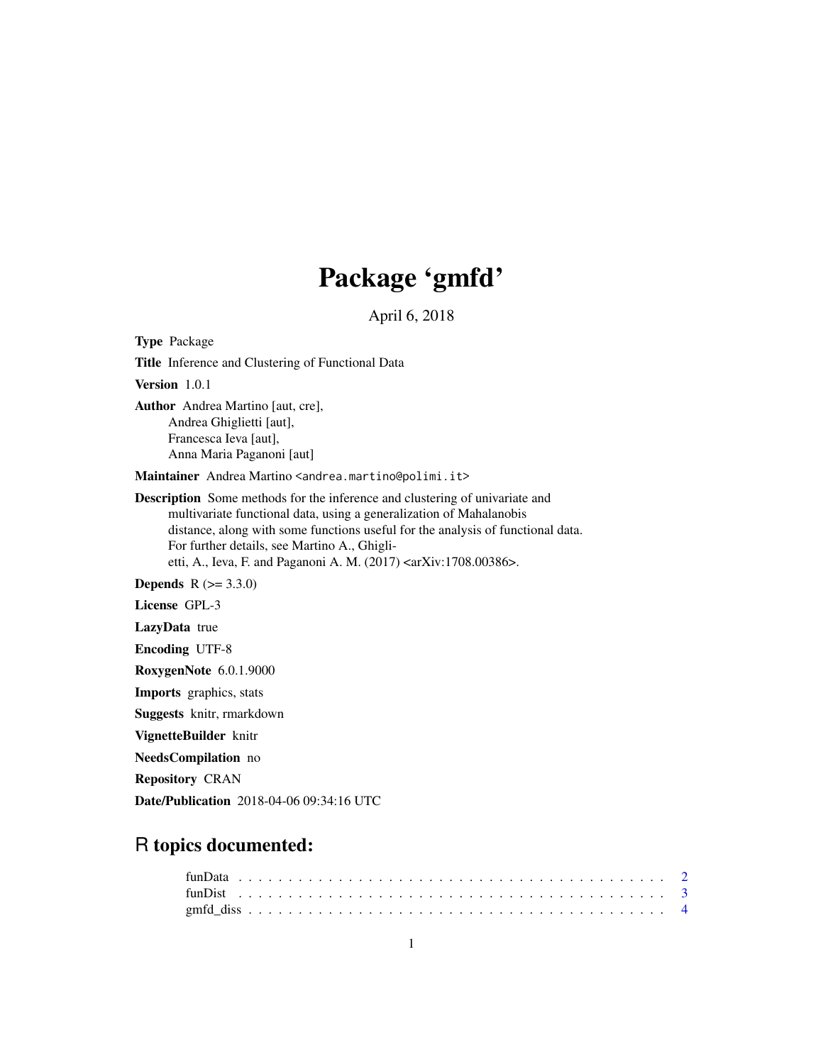# Package 'gmfd'

April 6, 2018

**Type** Package

**Title** Inference and Clustering of Functional Data

**Version** 1.0.1

**Author** Andrea Martino [aut, cre],
Andrea Ghiglietti [aut],
Francesca Ieva [aut],
Anna Maria Paganoni [aut]

**Maintainer** Andrea Martino <andrea.martino@polimi.it>

**Description** Some methods for the inference and clustering of univariate and multivariate functional data, using a generalization of Mahalanobis distance, along with some functions useful for the analysis of functional data. For further details, see Martino A., Ghiglietti, A., Ieva, F. and Paganoni A. M. (2017) <arXiv:1708.00386>.

**Depends** R (>= 3.3.0)

**License** GPL-3

**LazyData** true

**Encoding** UTF-8

**RoxygenNote** 6.0.1.9000

**Imports** graphics, stats

**Suggests** knitr, rmarkdown

**VignetteBuilder** knitr

**NeedsCompilation** no

**Repository** CRAN

**Date/Publication** 2018-04-06 09:34:16 UTC

## R topics documented:

funData . . . . . . . . . . . . . . . . . . . . . . . . . . . . . . . . . . . . . . . . 2
funDist . . . . . . . . . . . . . . . . . . . . . . . . . . . . . . . . . . . . . . . . 3
gmfd_diss . . . . . . . . . . . . . . . . . . . . . . . . . . . . . . . . . . . . . . . 4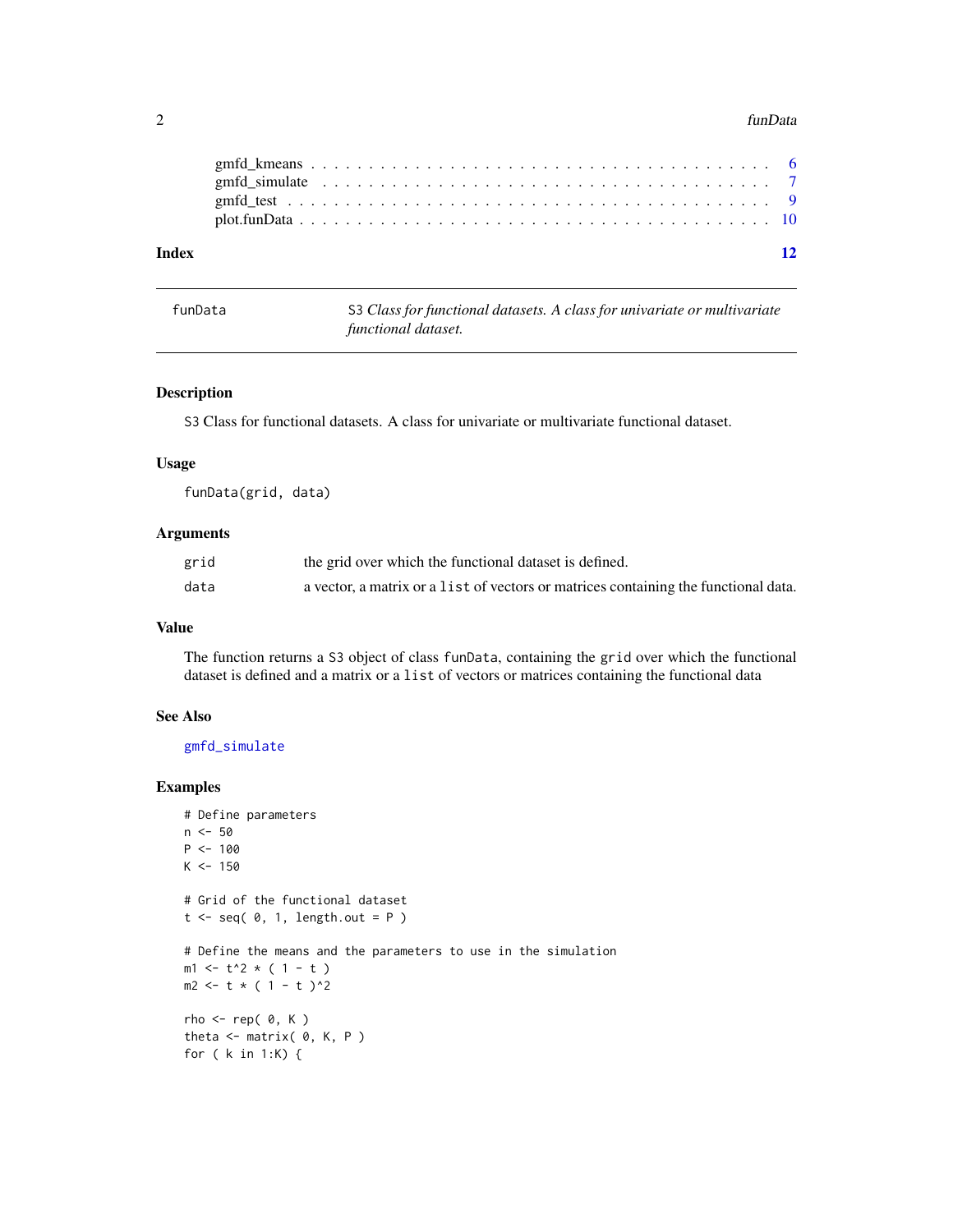gmfd_kmeans . . . . . . . . . . . . . . . . . . . . . . . . . . . . . . . . . . . . 6
gmfd_simulate . . . . . . . . . . . . . . . . . . . . . . . . . . . . . . . . . . . 7
gmfd_test . . . . . . . . . . . . . . . . . . . . . . . . . . . . . . . . . . . . . 9
plot.funData . . . . . . . . . . . . . . . . . . . . . . . . . . . . . . . . . . . . 10

**Index** **12**

---

# funData — S3 *Class for functional datasets. A class for univariate or multivariate functional dataset.*

---

## Description

S3 Class for functional datasets. A class for univariate or multivariate functional dataset.

## Usage

```
funData(grid, data)
```

## Arguments

| | |
|---|---|
| grid | the grid over which the functional dataset is defined. |
| data | a vector, a matrix or a list of vectors or matrices containing the functional data. |

## Value

The function returns a S3 object of class funData, containing the grid over which the functional dataset is defined and a matrix or a list of vectors or matrices containing the functional data

## See Also

gmfd_simulate

## Examples

```
# Define parameters
n <- 50
P <- 100
K <- 150

# Grid of the functional dataset
t <- seq( 0, 1, length.out = P )

# Define the means and the parameters to use in the simulation
m1 <- t^2 * ( 1 - t )
m2 <- t * ( 1 - t )^2

rho <- rep( 0, K )
theta <- matrix( 0, K, P )
for ( k in 1:K) {
```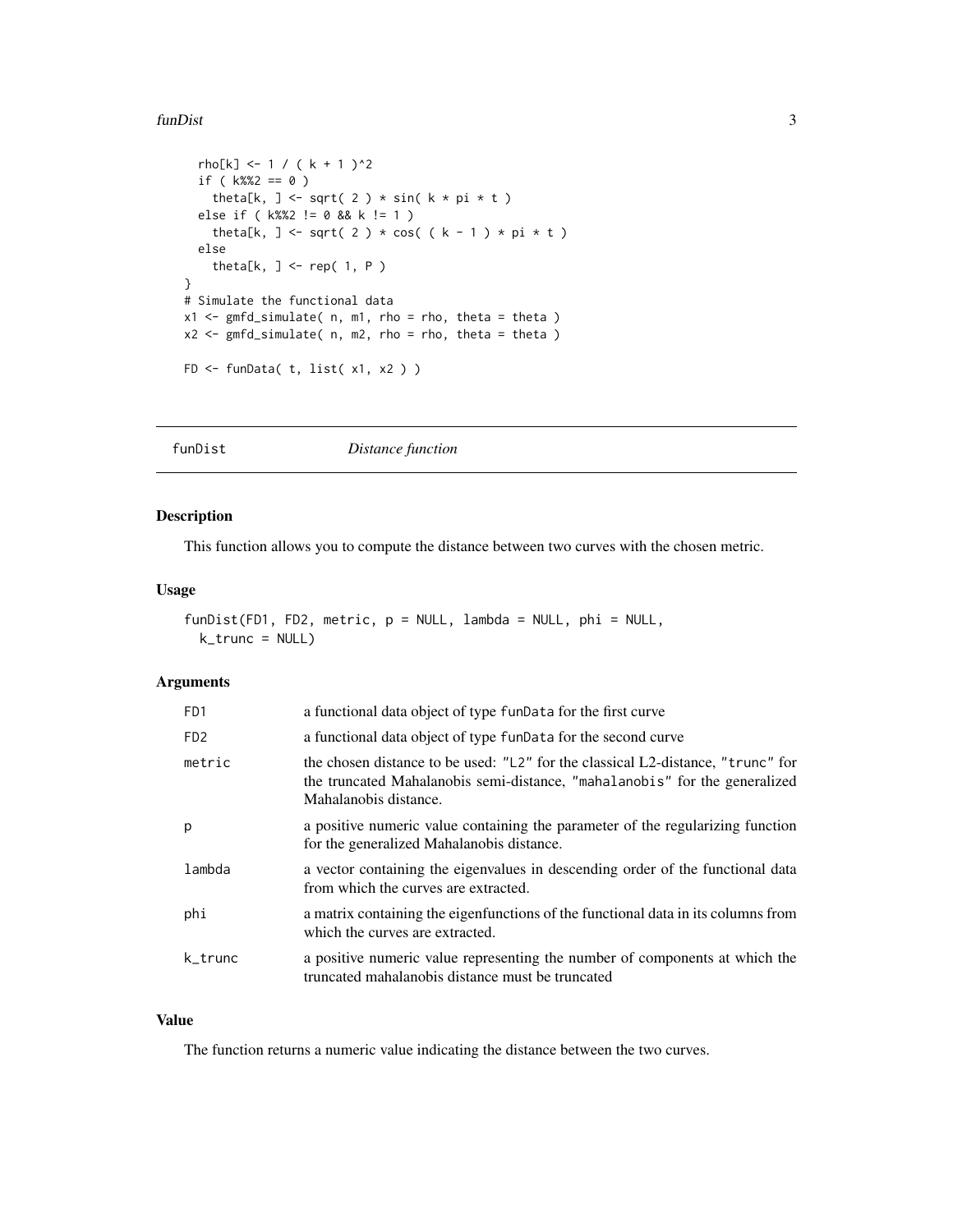```
  rho[k] <- 1 / ( k + 1 )^2
  if ( k%%2 == 0 )
    theta[k, ] <- sqrt( 2 ) * sin( k * pi * t )
  else if ( k%%2 != 0 && k != 1 )
    theta[k, ] <- sqrt( 2 ) * cos( ( k - 1 ) * pi * t )
  else
    theta[k, ] <- rep( 1, P )
}
# Simulate the functional data
x1 <- gmfd_simulate( n, m1, rho = rho, theta = theta )
x2 <- gmfd_simulate( n, m2, rho = rho, theta = theta )

FD <- funData( t, list( x1, x2 ) )
```

## funDist *Distance function*

### Description

This function allows you to compute the distance between two curves with the chosen metric.

### Usage

```
funDist(FD1, FD2, metric, p = NULL, lambda = NULL, phi = NULL,
  k_trunc = NULL)
```

### Arguments

| | |
|---|---|
| FD1 | a functional data object of type funData for the first curve |
| FD2 | a functional data object of type funData for the second curve |
| metric | the chosen distance to be used: "L2" for the classical L2-distance, "trunc" for the truncated Mahalanobis semi-distance, "mahalanobis" for the generalized Mahalanobis distance. |
| p | a positive numeric value containing the parameter of the regularizing function for the generalized Mahalanobis distance. |
| lambda | a vector containing the eigenvalues in descending order of the functional data from which the curves are extracted. |
| phi | a matrix containing the eigenfunctions of the functional data in its columns from which the curves are extracted. |
| k_trunc | a positive numeric value representing the number of components at which the truncated mahalanobis distance must be truncated |

### Value

The function returns a numeric value indicating the distance between the two curves.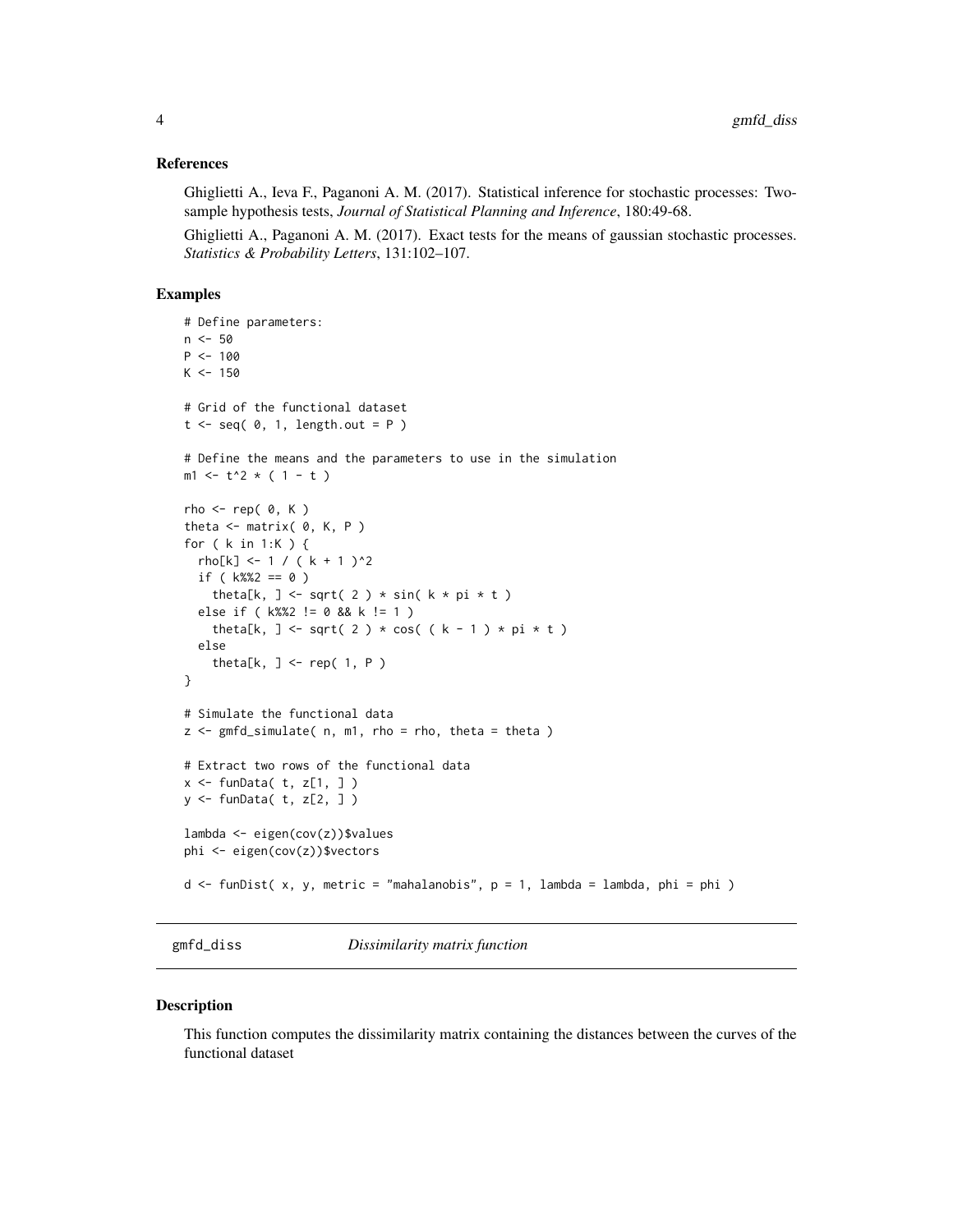### References

Ghiglietti A., Ieva F., Paganoni A. M. (2017). Statistical inference for stochastic processes: Two-sample hypothesis tests, *Journal of Statistical Planning and Inference*, 180:49-68.

Ghiglietti A., Paganoni A. M. (2017). Exact tests for the means of gaussian stochastic processes. *Statistics & Probability Letters*, 131:102–107.

### Examples

```
# Define parameters:
n <- 50
P <- 100
K <- 150

# Grid of the functional dataset
t <- seq( 0, 1, length.out = P )

# Define the means and the parameters to use in the simulation
m1 <- t^2 * ( 1 - t )

rho <- rep( 0, K )
theta <- matrix( 0, K, P )
for ( k in 1:K ) {
  rho[k] <- 1 / ( k + 1 )^2
  if ( k%%2 == 0 )
    theta[k, ] <- sqrt( 2 ) * sin( k * pi * t )
  else if ( k%%2 != 0 && k != 1 )
    theta[k, ] <- sqrt( 2 ) * cos( ( k - 1 ) * pi * t )
  else
    theta[k, ] <- rep( 1, P )
}

# Simulate the functional data
z <- gmfd_simulate( n, m1, rho = rho, theta = theta )

# Extract two rows of the functional data
x <- funData( t, z[1, ] )
y <- funData( t, z[2, ] )

lambda <- eigen(cov(z))$values
phi <- eigen(cov(z))$vectors

d <- funDist( x, y, metric = "mahalanobis", p = 1, lambda = lambda, phi = phi )
```

---

## gmfd_diss — *Dissimilarity matrix function*

### Description

This function computes the dissimilarity matrix containing the distances between the curves of the functional dataset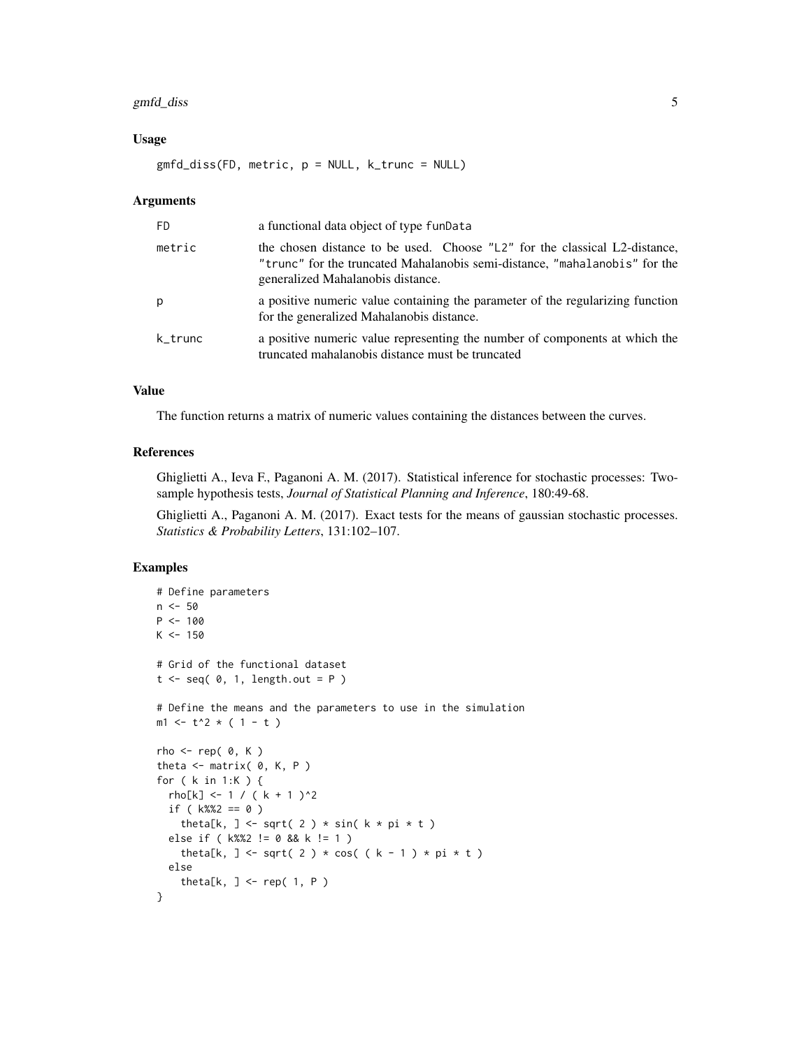## Usage

```
gmfd_diss(FD, metric, p = NULL, k_trunc = NULL)
```

## Arguments

| | |
|---|---|
| FD | a functional data object of type funData |
| metric | the chosen distance to be used. Choose "L2" for the classical L2-distance, "trunc" for the truncated Mahalanobis semi-distance, "mahalanobis" for the generalized Mahalanobis distance. |
| p | a positive numeric value containing the parameter of the regularizing function for the generalized Mahalanobis distance. |
| k_trunc | a positive numeric value representing the number of components at which the truncated mahalanobis distance must be truncated |

## Value

The function returns a matrix of numeric values containing the distances between the curves.

## References

Ghiglietti A., Ieva F., Paganoni A. M. (2017). Statistical inference for stochastic processes: Two-sample hypothesis tests, *Journal of Statistical Planning and Inference*, 180:49-68.

Ghiglietti A., Paganoni A. M. (2017). Exact tests for the means of gaussian stochastic processes. *Statistics & Probability Letters*, 131:102–107.

## Examples

```
# Define parameters
n <- 50
P <- 100
K <- 150

# Grid of the functional dataset
t <- seq( 0, 1, length.out = P )

# Define the means and the parameters to use in the simulation
m1 <- t^2 * ( 1 - t )

rho <- rep( 0, K )
theta <- matrix( 0, K, P )
for ( k in 1:K ) {
  rho[k] <- 1 / ( k + 1 )^2
  if ( k%%2 == 0 )
    theta[k, ] <- sqrt( 2 ) * sin( k * pi * t )
  else if ( k%%2 != 0 && k != 1 )
    theta[k, ] <- sqrt( 2 ) * cos( ( k - 1 ) * pi * t )
  else
    theta[k, ] <- rep( 1, P )
}
```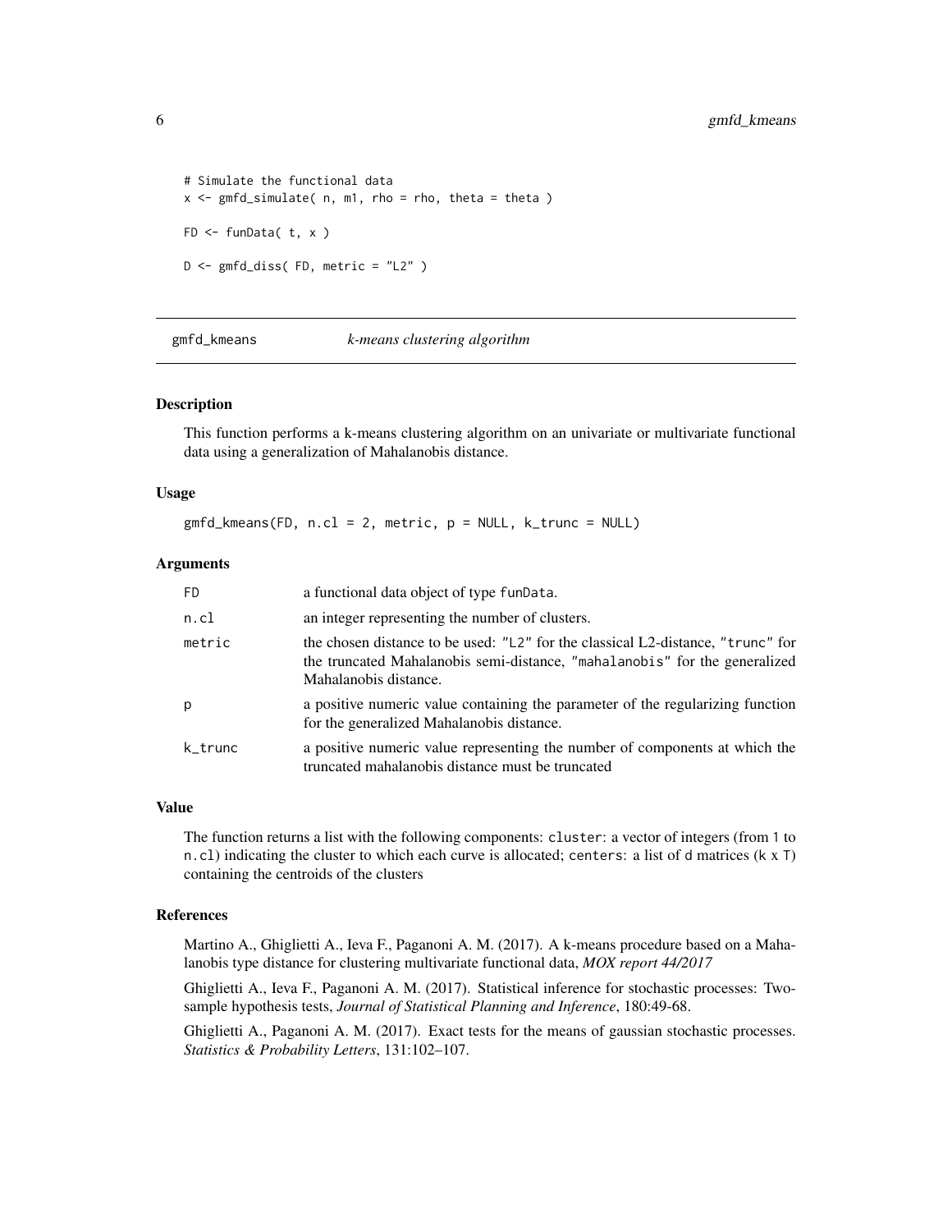```
# Simulate the functional data
x <- gmfd_simulate( n, m1, rho = rho, theta = theta )

FD <- funData( t, x )

D <- gmfd_diss( FD, metric = "L2" )
```

## gmfd_kmeans *k-means clustering algorithm*

### Description

This function performs a k-means clustering algorithm on an univariate or multivariate functional data using a generalization of Mahalanobis distance.

### Usage

```
gmfd_kmeans(FD, n.cl = 2, metric, p = NULL, k_trunc = NULL)
```

### Arguments

| | |
|---|---|
| FD | a functional data object of type funData. |
| n.cl | an integer representing the number of clusters. |
| metric | the chosen distance to be used: "L2" for the classical L2-distance, "trunc" for the truncated Mahalanobis semi-distance, "mahalanobis" for the generalized Mahalanobis distance. |
| p | a positive numeric value containing the parameter of the regularizing function for the generalized Mahalanobis distance. |
| k_trunc | a positive numeric value representing the number of components at which the truncated mahalanobis distance must be truncated |

### Value

The function returns a list with the following components: cluster: a vector of integers (from 1 to n.cl) indicating the cluster to which each curve is allocated; centers: a list of d matrices (k x T) containing the centroids of the clusters

### References

Martino A., Ghiglietti A., Ieva F., Paganoni A. M. (2017). A k-means procedure based on a Mahalanobis type distance for clustering multivariate functional data, *MOX report 44/2017*

Ghiglietti A., Ieva F., Paganoni A. M. (2017). Statistical inference for stochastic processes: Two-sample hypothesis tests, *Journal of Statistical Planning and Inference*, 180:49-68.

Ghiglietti A., Paganoni A. M. (2017). Exact tests for the means of gaussian stochastic processes. *Statistics & Probability Letters*, 131:102–107.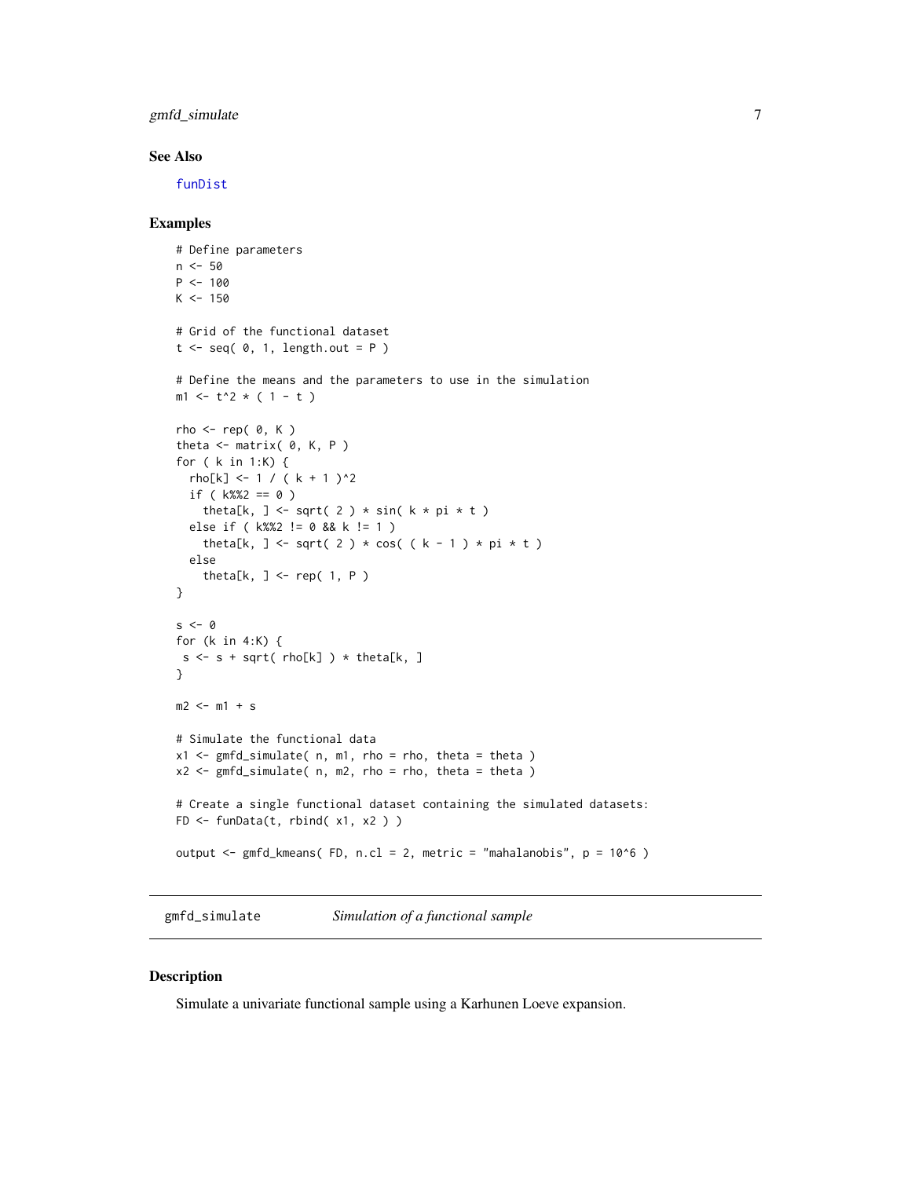### See Also

funDist

### Examples

```
# Define parameters
n <- 50
P <- 100
K <- 150

# Grid of the functional dataset
t <- seq( 0, 1, length.out = P )

# Define the means and the parameters to use in the simulation
m1 <- t^2 * ( 1 - t )

rho <- rep( 0, K )
theta <- matrix( 0, K, P )
for ( k in 1:K) {
  rho[k] <- 1 / ( k + 1 )^2
  if ( k%%2 == 0 )
    theta[k, ] <- sqrt( 2 ) * sin( k * pi * t )
  else if ( k%%2 != 0 && k != 1 )
    theta[k, ] <- sqrt( 2 ) * cos( ( k - 1 ) * pi * t )
  else
    theta[k, ] <- rep( 1, P )
}

s <- 0
for (k in 4:K) {
 s <- s + sqrt( rho[k] ) * theta[k, ]
}

m2 <- m1 + s

# Simulate the functional data
x1 <- gmfd_simulate( n, m1, rho = rho, theta = theta )
x2 <- gmfd_simulate( n, m2, rho = rho, theta = theta )

# Create a single functional dataset containing the simulated datasets:
FD <- funData(t, rbind( x1, x2 ) )

output <- gmfd_kmeans( FD, n.cl = 2, metric = "mahalanobis", p = 10^6 )
```

---

## gmfd_simulate *Simulation of a functional sample*

### Description

Simulate a univariate functional sample using a Karhunen Loeve expansion.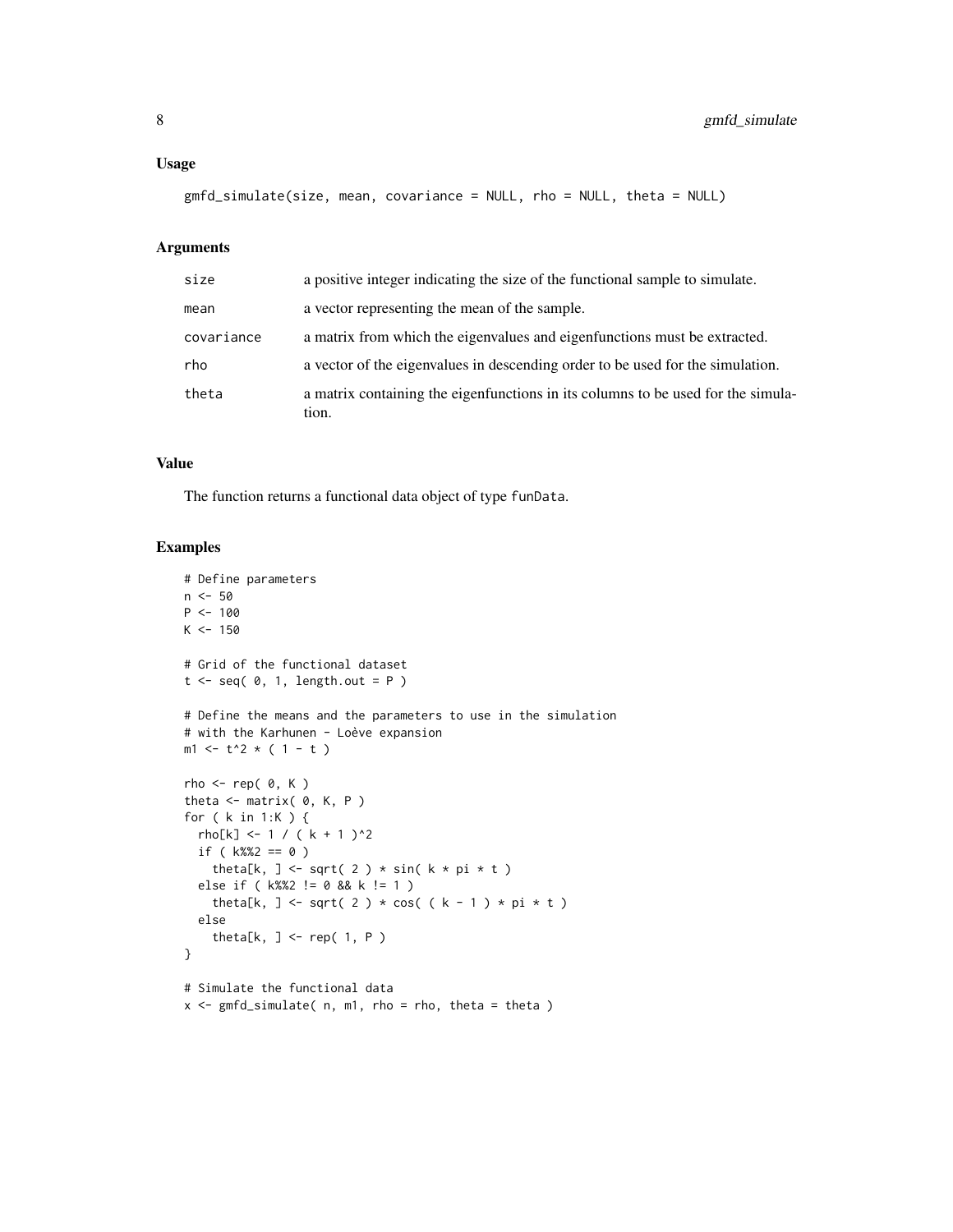### Usage

```
gmfd_simulate(size, mean, covariance = NULL, rho = NULL, theta = NULL)
```

### Arguments

| | |
|---|---|
| size | a positive integer indicating the size of the functional sample to simulate. |
| mean | a vector representing the mean of the sample. |
| covariance | a matrix from which the eigenvalues and eigenfunctions must be extracted. |
| rho | a vector of the eigenvalues in descending order to be used for the simulation. |
| theta | a matrix containing the eigenfunctions in its columns to be used for the simulation. |

### Value

The function returns a functional data object of type funData.

### Examples

```
# Define parameters
n <- 50
P <- 100
K <- 150

# Grid of the functional dataset
t <- seq( 0, 1, length.out = P )

# Define the means and the parameters to use in the simulation
# with the Karhunen - Loève expansion
m1 <- t^2 * ( 1 - t )

rho <- rep( 0, K )
theta <- matrix( 0, K, P )
for ( k in 1:K ) {
  rho[k] <- 1 / ( k + 1 )^2
  if ( k%%2 == 0 )
    theta[k, ] <- sqrt( 2 ) * sin( k * pi * t )
  else if ( k%%2 != 0 && k != 1 )
    theta[k, ] <- sqrt( 2 ) * cos( ( k - 1 ) * pi * t )
  else
    theta[k, ] <- rep( 1, P )
}

# Simulate the functional data
x <- gmfd_simulate( n, m1, rho = rho, theta = theta )
```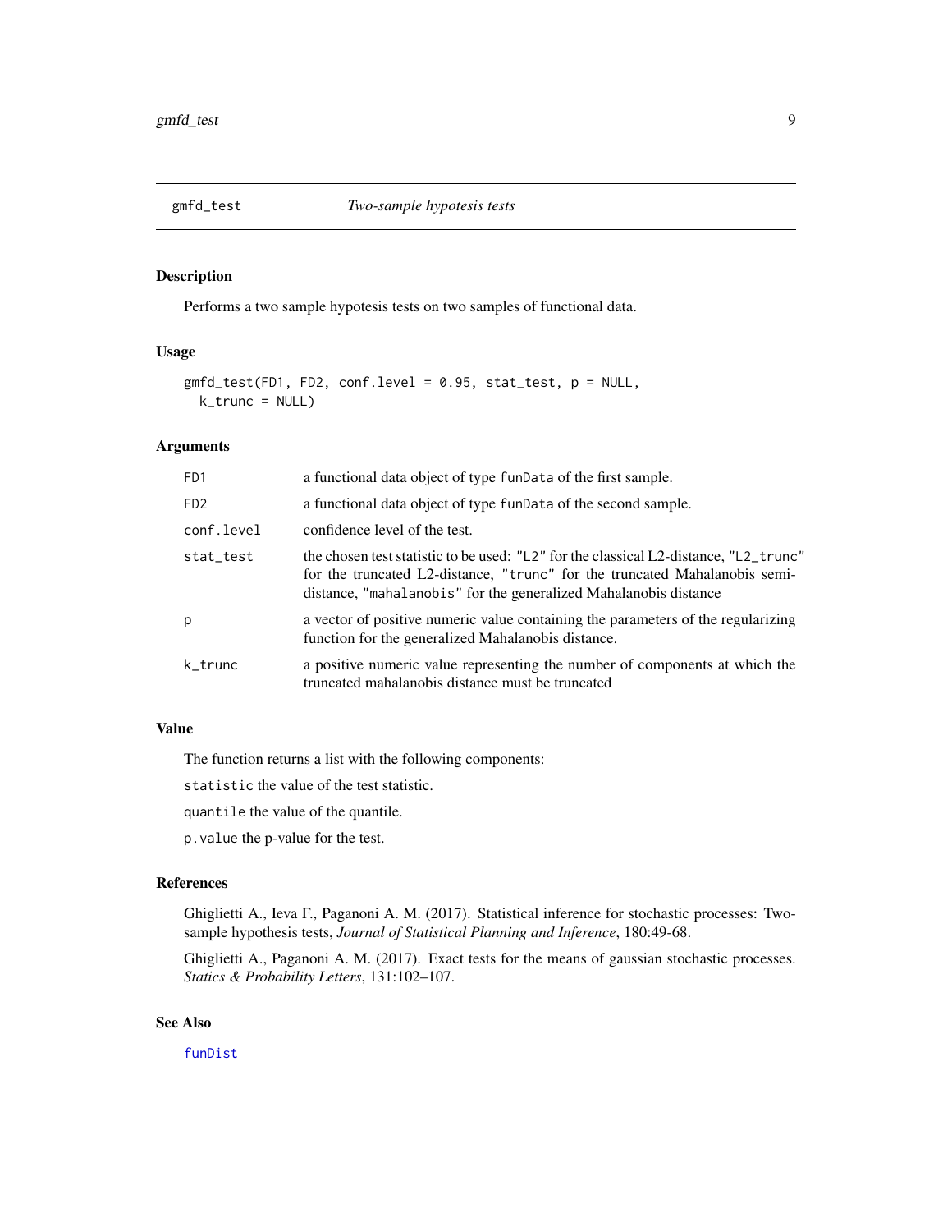## gmfd_test *Two-sample hypotesis tests*

### Description

Performs a two sample hypotesis tests on two samples of functional data.

### Usage

```
gmfd_test(FD1, FD2, conf.level = 0.95, stat_test, p = NULL,
  k_trunc = NULL)
```

### Arguments

| | |
|---|---|
| FD1 | a functional data object of type funData of the first sample. |
| FD2 | a functional data object of type funData of the second sample. |
| conf.level | confidence level of the test. |
| stat_test | the chosen test statistic to be used: "L2" for the classical L2-distance, "L2_trunc" for the truncated L2-distance, "trunc" for the truncated Mahalanobis semi-distance, "mahalanobis" for the generalized Mahalanobis distance |
| p | a vector of positive numeric value containing the parameters of the regularizing function for the generalized Mahalanobis distance. |
| k_trunc | a positive numeric value representing the number of components at which the truncated mahalanobis distance must be truncated |

### Value

The function returns a list with the following components:

`statistic` the value of the test statistic.

`quantile` the value of the quantile.

`p.value` the p-value for the test.

### References

Ghiglietti A., Ieva F., Paganoni A. M. (2017). Statistical inference for stochastic processes: Two-sample hypothesis tests, *Journal of Statistical Planning and Inference*, 180:49-68.

Ghiglietti A., Paganoni A. M. (2017). Exact tests for the means of gaussian stochastic processes. *Statics & Probability Letters*, 131:102–107.

### See Also

funDist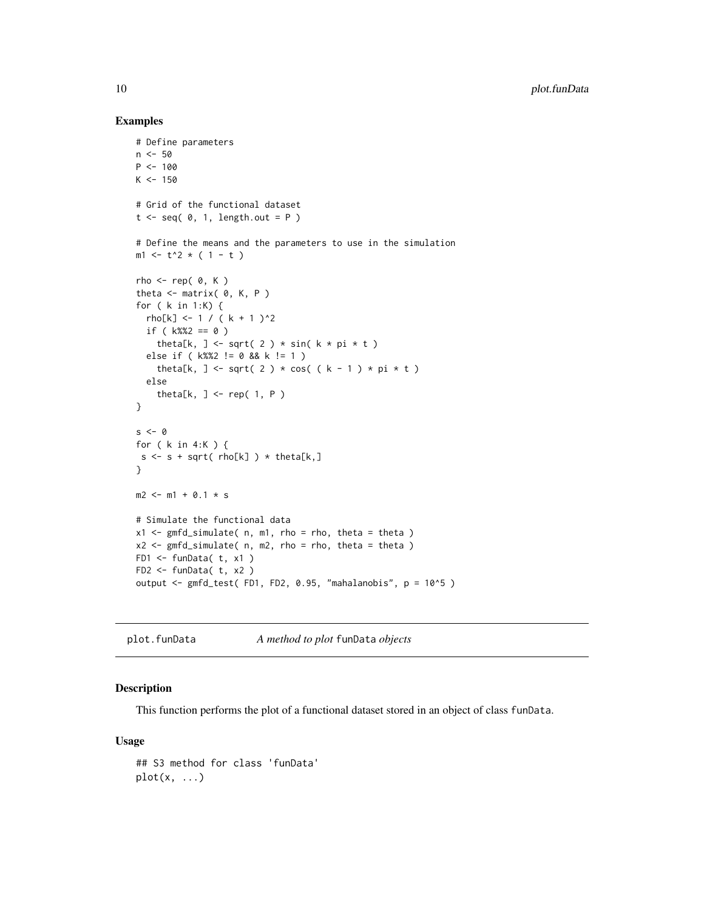## Examples

```
# Define parameters
n <- 50
P <- 100
K <- 150

# Grid of the functional dataset
t <- seq( 0, 1, length.out = P )

# Define the means and the parameters to use in the simulation
m1 <- t^2 * ( 1 - t )

rho <- rep( 0, K )
theta <- matrix( 0, K, P )
for ( k in 1:K) {
  rho[k] <- 1 / ( k + 1 )^2
  if ( k%%2 == 0 )
    theta[k, ] <- sqrt( 2 ) * sin( k * pi * t )
  else if ( k%%2 != 0 && k != 1 )
    theta[k, ] <- sqrt( 2 ) * cos( ( k - 1 ) * pi * t )
  else
    theta[k, ] <- rep( 1, P )
}

s <- 0
for ( k in 4:K ) {
 s <- s + sqrt( rho[k] ) * theta[k,]
}

m2 <- m1 + 0.1 * s

# Simulate the functional data
x1 <- gmfd_simulate( n, m1, rho = rho, theta = theta )
x2 <- gmfd_simulate( n, m2, rho = rho, theta = theta )
FD1 <- funData( t, x1 )
FD2 <- funData( t, x2 )
output <- gmfd_test( FD1, FD2, 0.95, "mahalanobis", p = 10^5 )
```

---

# plot.funData    *A method to plot* funData *objects*

---

## Description

This function performs the plot of a functional dataset stored in an object of class funData.

## Usage

```
## S3 method for class 'funData'
plot(x, ...)
```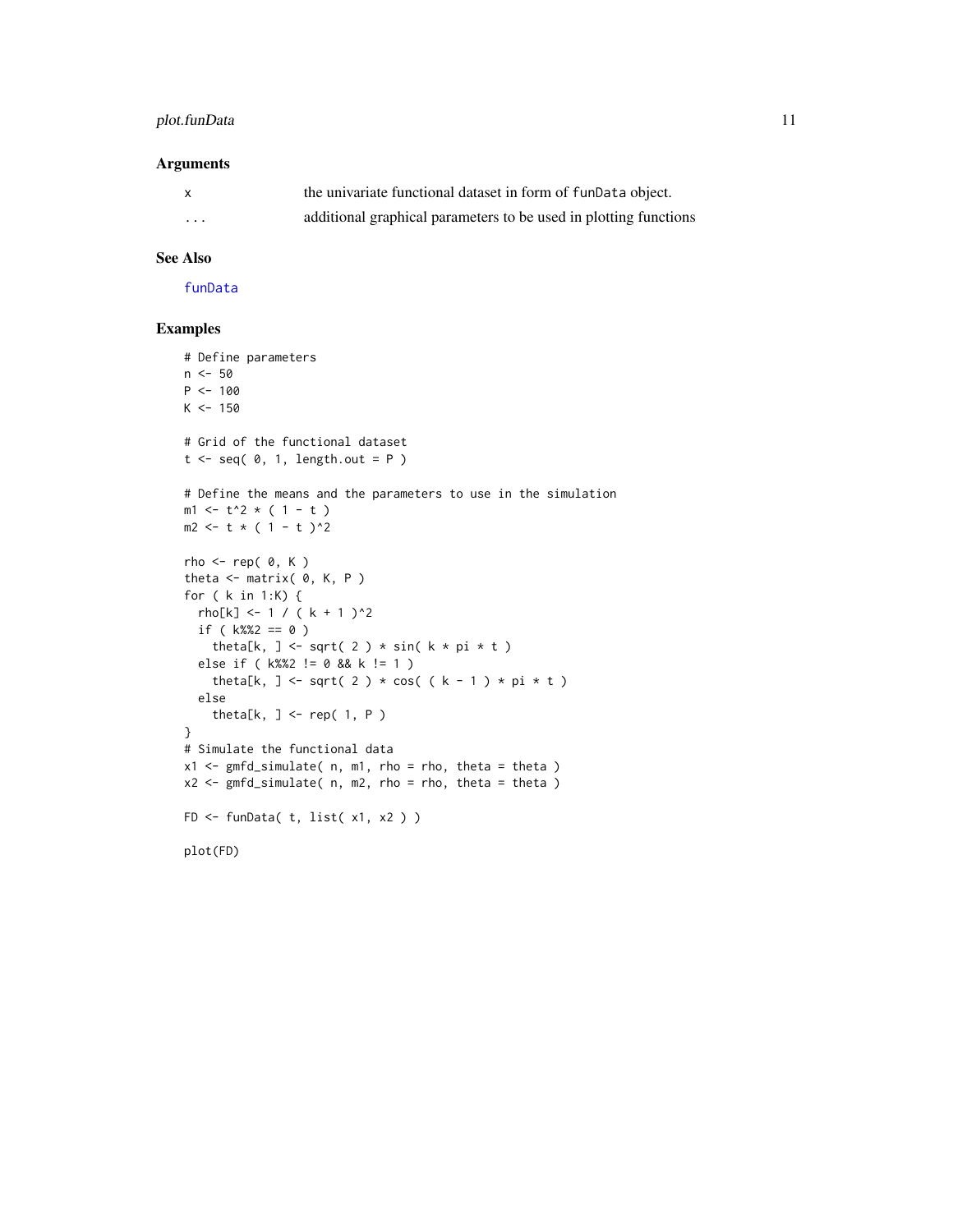## Arguments

| | |
|---|---|
| x | the univariate functional dataset in form of funData object. |
| ... | additional graphical parameters to be used in plotting functions |

## See Also

funData

## Examples

```
# Define parameters
n <- 50
P <- 100
K <- 150

# Grid of the functional dataset
t <- seq( 0, 1, length.out = P )

# Define the means and the parameters to use in the simulation
m1 <- t^2 * ( 1 - t )
m2 <- t * ( 1 - t )^2

rho <- rep( 0, K )
theta <- matrix( 0, K, P )
for ( k in 1:K) {
  rho[k] <- 1 / ( k + 1 )^2
  if ( k%%2 == 0 )
    theta[k, ] <- sqrt( 2 ) * sin( k * pi * t )
  else if ( k%%2 != 0 && k != 1 )
    theta[k, ] <- sqrt( 2 ) * cos( ( k - 1 ) * pi * t )
  else
    theta[k, ] <- rep( 1, P )
}
# Simulate the functional data
x1 <- gmfd_simulate( n, m1, rho = rho, theta = theta )
x2 <- gmfd_simulate( n, m2, rho = rho, theta = theta )

FD <- funData( t, list( x1, x2 ) )

plot(FD)
```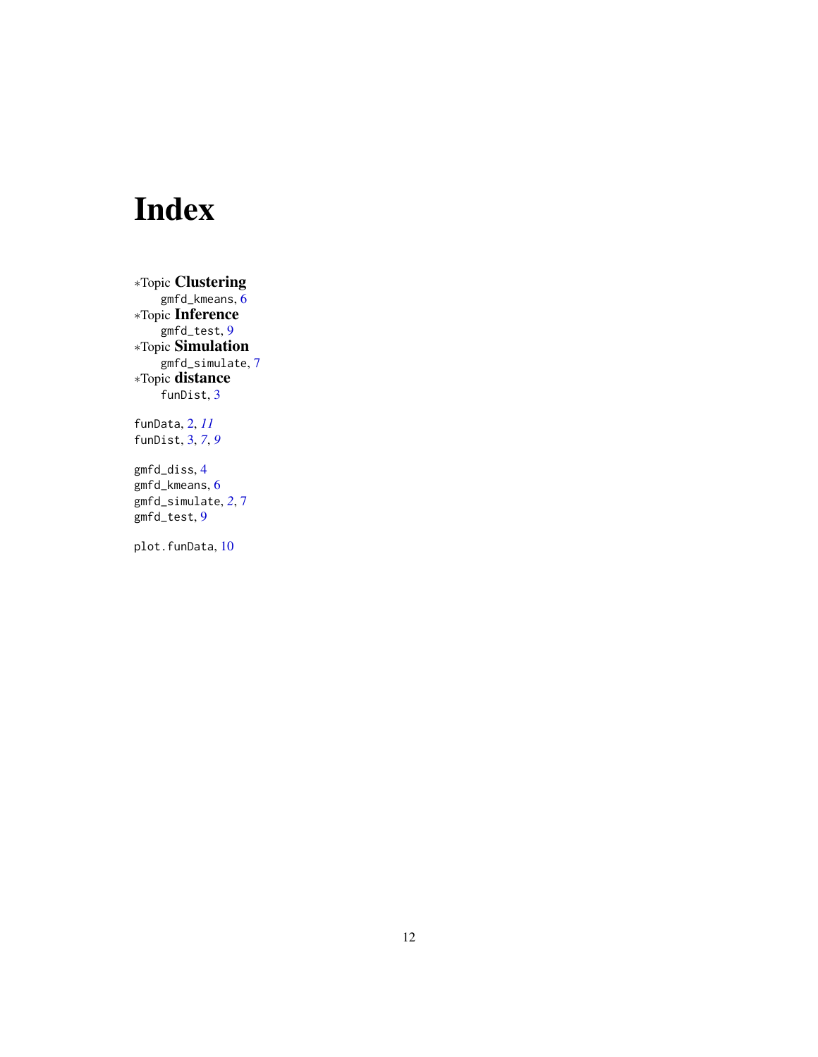# Index

∗Topic **Clustering**
    gmfd_kmeans, 6
∗Topic **Inference**
    gmfd_test, 9
∗Topic **Simulation**
    gmfd_simulate, 7
∗Topic **distance**
    funDist, 3

funData, 2, *11*
funDist, 3, *7*, *9*

gmfd_diss, 4
gmfd_kmeans, 6
gmfd_simulate, *2*, 7
gmfd_test, 9

plot.funData, 10